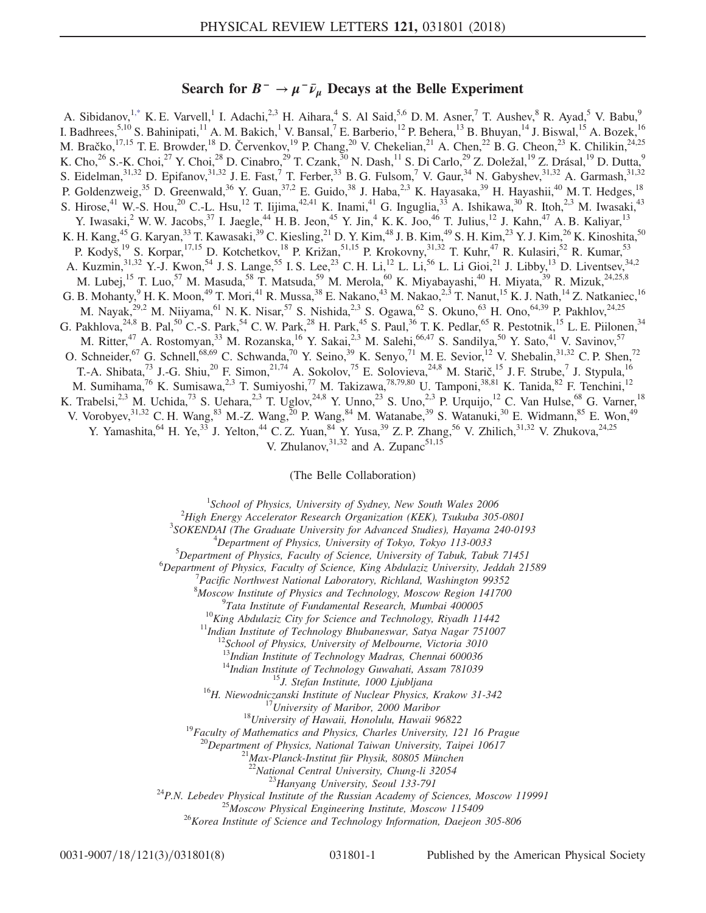# Search for $B^- \to \mu^- \bar{\nu}_\mu$ Decays at the Belle Experiment

A. Sibidanov,[1,*] K. E. Varvell,[1] I. Adachi,[2,3] H. Aihara,[4] S. Al Said,[5,6] D. M. Asner,[7] T. Aushev,[8] R. Ayad,[5] V. Babu,[9] I. Badhrees,[5,10] S. Bahinipati,[11] A. M. Bakich,[1] V. Bansal,[7] E. Barberio,[12] P. Behera,[13] B. Bhuyan,[14] J. Biswal,[15] A. Bozek,[16] M. Bračko,[17,15] T. E. Browder,[18] D. Červenkov,[19] P. Chang,[20] V. Chekelian,[21] A. Chen,[22] B. G. Cheon,[23] K. Chilikin,[24,25] K. Cho,[26] S.-K. Choi,[27] Y. Choi,[28] D. Cinabro,[29] T. Czank,[30] N. Dash,[11] S. Di Carlo,[29] Z. Doležal,[19] Z. Drásal,[19] D. Dutta,[9] S. Eidelman,[31,32] D. Epifanov,[31,32] J. E. Fast,[7] T. Ferber,[33] B. G. Fulsom,[7] V. Gaur,[34] N. Gabyshev,[31,32] A. Garmash,[31,32] P. Goldenzweig,[35] D. Greenwald,[36] Y. Guan,[37,2] E. Guido,[38] J. Haba,[2,3] K. Hayasaka,[39] H. Hayashii,[40] M. T. Hedges,[18] S. Hirose,[41] W.-S. Hou,[20] C.-L. Hsu,[12] T. Iijima,[42,41] K. Inami,[41] G. Inguglia,[33] A. Ishikawa,[30] R. Itoh,[2,3] M. Iwasaki,[43] Y. Iwasaki,[2] W. W. Jacobs,[37] I. Jaegle,[44] H. B. Jeon,[45] Y. Jin,[4] K. K. Joo,[46] T. Julius,[12] J. Kahn,[47] A. B. Kaliyar,[13] K. H. Kang,[45] G. Karyan,[33] T. Kawasaki,[39] C. Kiesling,[21] D. Y. Kim,[48] J. B. Kim,[49] S. H. Kim,[23] Y. J. Kim,[26] K. Kinoshita,[50] P. Kodyš,[19] S. Korpar,[17,15] D. Kotchetkov,[18] P. Križan,[51,15] P. Krokovny,[31,32] T. Kuhr,[47] R. Kulasiri,[52] R. Kumar,[53] A. Kuzmin,[31,32] Y.-J. Kwon,[54] J. S. Lange,[55] I. S. Lee,[23] C. H. Li,[12] L. Li,[56] L. Li Gioi,[21] J. Libby,[13] D. Liventsev,[34,2] M. Lubej,[15] T. Luo,[57] M. Masuda,[58] T. Matsuda,[59] M. Merola,[60] K. Miyabayashi,[40] H. Miyata,[39] R. Mizuk,[24,25,8] G. B. Mohanty,[9] H. K. Moon,[49] T. Mori,[41] R. Mussa,[38] E. Nakano,[43] M. Nakao,[2,3] T. Nanut,[15] K. J. Nath,[14] Z. Natkaniec,[16] M. Nayak,[29,2] M. Niiyama,[61] N. K. Nisar,[57] S. Nishida,[2,3] S. Ogawa,[62] S. Okuno,[63] H. Ono,[64,39] P. Pakhlov,[24,25] G. Pakhlova,[24,8] B. Pal,[50] C.-S. Park,[54] C. W. Park,[28] H. Park,[45] S. Paul,[36] T. K. Pedlar,[65] R. Pestotnik,[15] L. E. Piilonen,[34] M. Ritter,[47] A. Rostomyan,[33] M. Rozanska,[16] Y. Sakai,[2,3] M. Salehi,[66,47] S. Sandilya,[50] Y. Sato,[41] V. Savinov,[57] O. Schneider,[67] G. Schnell,[68,69] C. Schwanda,[70] Y. Seino,[39] K. Senyo,[71] M. E. Sevior,[12] V. Shebalin,[31,32] C. P. Shen,[72] T.-A. Shibata,[73] J.-G. Shiu,[20] F. Simon,[21,74] A. Sokolov,[75] E. Solovieva,[24,8] M. Starič,[15] J. F. Strube,[7] J. Stypula,[16] M. Sumihama,[76] K. Sumisawa,[2,3] T. Sumiyoshi,[77] M. Takizawa,[78,79,80] U. Tamponi,[38,81] K. Tanida,[82] F. Tenchini,[12] K. Trabelsi,[2,3] M. Uchida,[73] S. Uehara,[2,3] T. Uglov,[24,8] Y. Unno,[23] S. Uno,[2,3] P. Urquijo,[12] C. Van Hulse,[68] G. Varner,[18] V. Vorobyev,[31,32] C. H. Wang,[83] M.-Z. Wang,[20] P. Wang,[84] M. Watanabe,[39] S. Watanuki,[30] E. Widmann,[85] E. Won,[49] Y. Yamashita,[64] H. Ye,[33] J. Yelton,[44] C. Z. Yuan,[84] Y. Yusa,[39] Z. P. Zhang,[56] V. Zhilich,[31,32] V. Zhukova,[24,25] V. Zhulanov,[31,32] and A. Zupanc[51,15]

(The Belle Collaboration)

[1] *School of Physics, University of Sydney, New South Wales 2006*
[2] *High Energy Accelerator Research Organization (KEK), Tsukuba 305-0801*
[3] *SOKENDAI (The Graduate University for Advanced Studies), Hayama 240-0193*
[4] *Department of Physics, University of Tokyo, Tokyo 113-0033*
[5] *Department of Physics, Faculty of Science, University of Tabuk, Tabuk 71451*
[6] *Department of Physics, Faculty of Science, King Abdulaziz University, Jeddah 21589*
[7] *Pacific Northwest National Laboratory, Richland, Washington 99352*
[8] *Moscow Institute of Physics and Technology, Moscow Region 141700*
[9] *Tata Institute of Fundamental Research, Mumbai 400005*
[10] *King Abdulaziz City for Science and Technology, Riyadh 11442*
[11] *Indian Institute of Technology Bhubaneswar, Satya Nagar 751007*
[12] *School of Physics, University of Melbourne, Victoria 3010*
[13] *Indian Institute of Technology Madras, Chennai 600036*
[14] *Indian Institute of Technology Guwahati, Assam 781039*
[15] *J. Stefan Institute, 1000 Ljubljana*
[16] *H. Niewodniczanski Institute of Nuclear Physics, Krakow 31-342*
[17] *University of Maribor, 2000 Maribor*
[18] *University of Hawaii, Honolulu, Hawaii 96822*
[19] *Faculty of Mathematics and Physics, Charles University, 121 16 Prague*
[20] *Department of Physics, National Taiwan University, Taipei 10617*
[21] *Max-Planck-Institut für Physik, 80805 München*
[22] *National Central University, Chung-li 32054*
[23] *Hanyang University, Seoul 133-791*
[24] *P.N. Lebedev Physical Institute of the Russian Academy of Sciences, Moscow 119991*
[25] *Moscow Physical Engineering Institute, Moscow 115409*
[26] *Korea Institute of Science and Technology Information, Daejeon 305-806*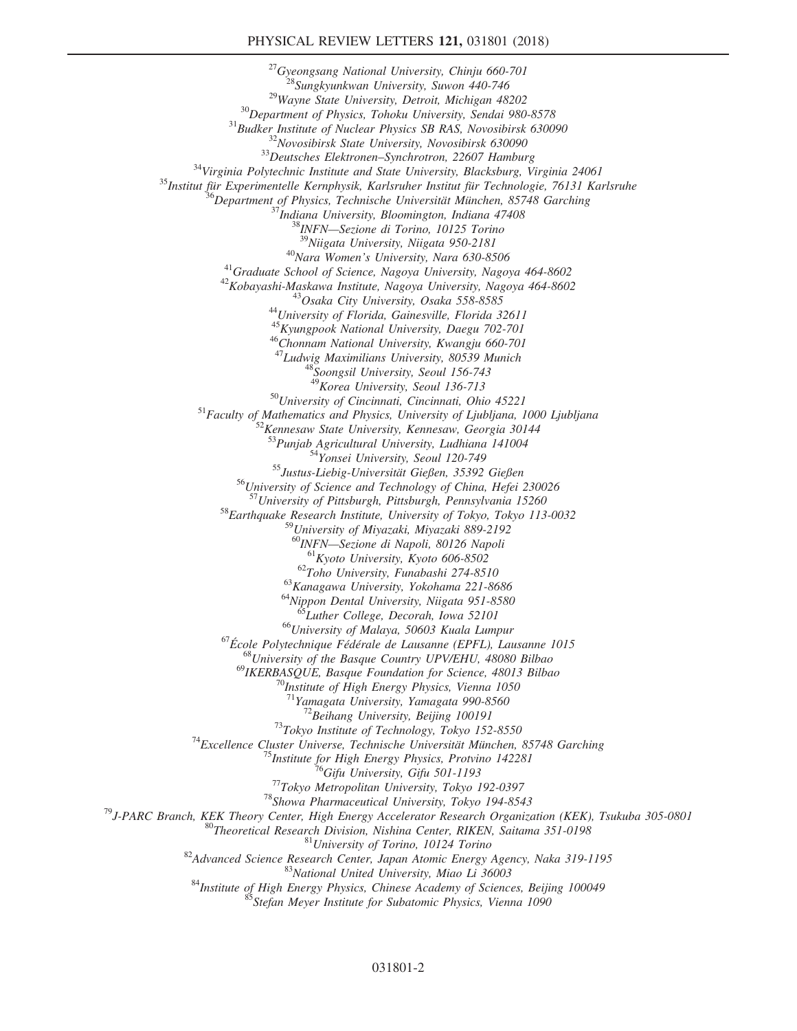[27]Gyeongsang National University, Chinju 660-701
[28]Sungkyunkwan University, Suwon 440-746
[29]Wayne State University, Detroit, Michigan 48202
[30]Department of Physics, Tohoku University, Sendai 980-8578
[31]Budker Institute of Nuclear Physics SB RAS, Novosibirsk 630090
[32]Novosibirsk State University, Novosibirsk 630090
[33]Deutsches Elektronen–Synchrotron, 22607 Hamburg
[34]Virginia Polytechnic Institute and State University, Blacksburg, Virginia 24061
[35]Institut für Experimentelle Kernphysik, Karlsruher Institut für Technologie, 76131 Karlsruhe
[36]Department of Physics, Technische Universität München, 85748 Garching
[37]Indiana University, Bloomington, Indiana 47408
[38]INFN—Sezione di Torino, 10125 Torino
[39]Niigata University, Niigata 950-2181
[40]Nara Women's University, Nara 630-8506
[41]Graduate School of Science, Nagoya University, Nagoya 464-8602
[42]Kobayashi-Maskawa Institute, Nagoya University, Nagoya 464-8602
[43]Osaka City University, Osaka 558-8585
[44]University of Florida, Gainesville, Florida 32611
[45]Kyungpook National University, Daegu 702-701
[46]Chonnam National University, Kwangju 660-701
[47]Ludwig Maximilians University, 80539 Munich
[48]Soongsil University, Seoul 156-743
[49]Korea University, Seoul 136-713
[50]University of Cincinnati, Cincinnati, Ohio 45221
[51]Faculty of Mathematics and Physics, University of Ljubljana, 1000 Ljubljana
[52]Kennesaw State University, Kennesaw, Georgia 30144
[53]Punjab Agricultural University, Ludhiana 141004
[54]Yonsei University, Seoul 120-749
[55]Justus-Liebig-Universität Gießen, 35392 Gießen
[56]University of Science and Technology of China, Hefei 230026
[57]University of Pittsburgh, Pittsburgh, Pennsylvania 15260
[58]Earthquake Research Institute, University of Tokyo, Tokyo 113-0032
[59]University of Miyazaki, Miyazaki 889-2192
[60]INFN—Sezione di Napoli, 80126 Napoli
[61]Kyoto University, Kyoto 606-8502
[62]Toho University, Funabashi 274-8510
[63]Kanagawa University, Yokohama 221-8686
[64]Nippon Dental University, Niigata 951-8580
[65]Luther College, Decorah, Iowa 52101
[66]University of Malaya, 50603 Kuala Lumpur
[67]École Polytechnique Fédérale de Lausanne (EPFL), Lausanne 1015
[68]University of the Basque Country UPV/EHU, 48080 Bilbao
[69]IKERBASQUE, Basque Foundation for Science, 48013 Bilbao
[70]Institute of High Energy Physics, Vienna 1050
[71]Yamagata University, Yamagata 990-8560
[72]Beihang University, Beijing 100191
[73]Tokyo Institute of Technology, Tokyo 152-8550
[74]Excellence Cluster Universe, Technische Universität München, 85748 Garching
[75]Institute for High Energy Physics, Protvino 142281
[76]Gifu University, Gifu 501-1193
[77]Tokyo Metropolitan University, Tokyo 192-0397
[78]Showa Pharmaceutical University, Tokyo 194-8543
[79]J-PARC Branch, KEK Theory Center, High Energy Accelerator Research Organization (KEK), Tsukuba 305-0801
[80]Theoretical Research Division, Nishina Center, RIKEN, Saitama 351-0198
[81]University of Torino, 10124 Torino
[82]Advanced Science Research Center, Japan Atomic Energy Agency, Naka 319-1195
[83]National United University, Miao Li 36003
[84]Institute of High Energy Physics, Chinese Academy of Sciences, Beijing 100049
[85]Stefan Meyer Institute for Subatomic Physics, Vienna 1090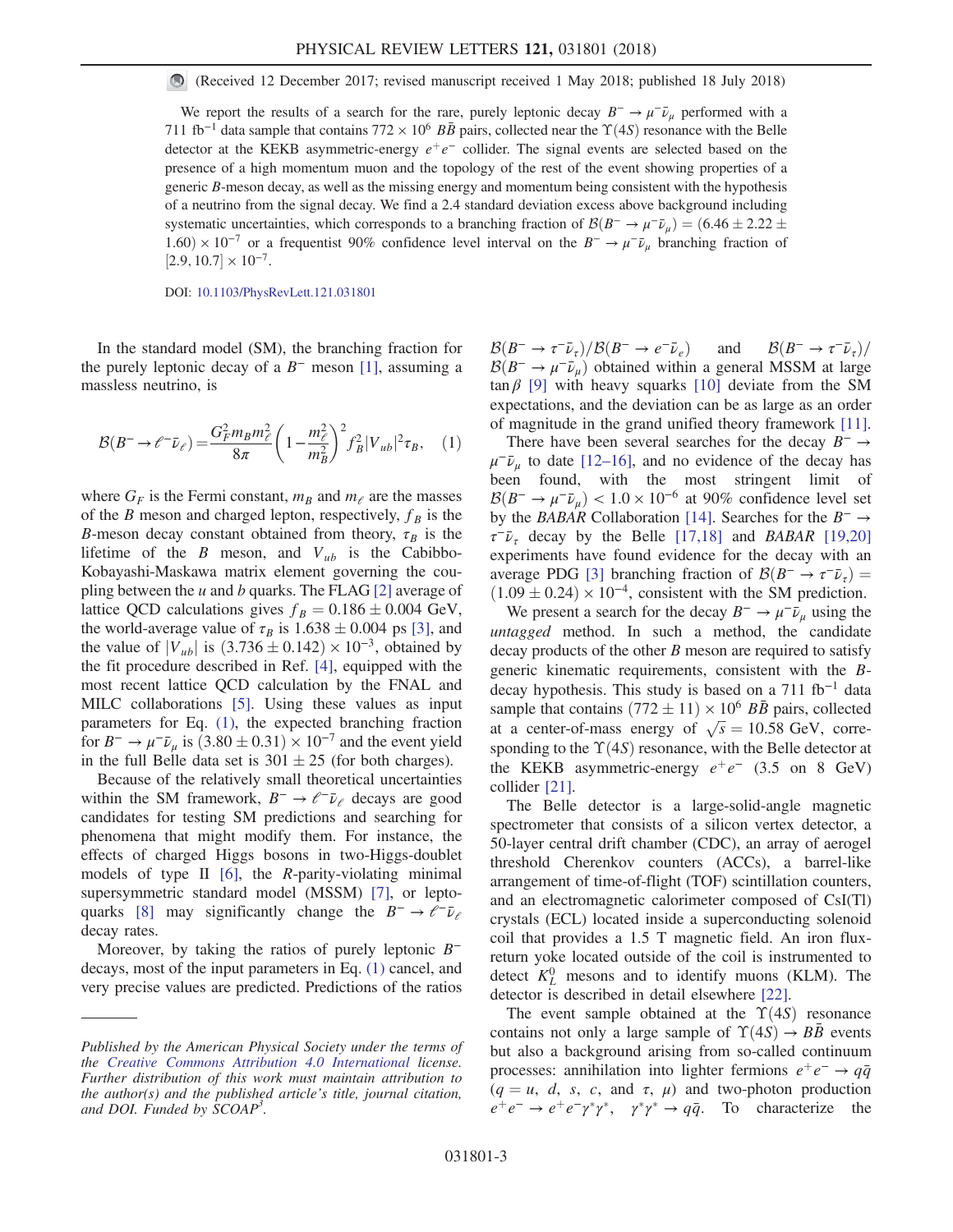(Received 12 December 2017; revised manuscript received 1 May 2018; published 18 July 2018)

We report the results of a search for the rare, purely leptonic decay $B^- \to \mu^- \bar{\nu}_\mu$ performed with a 711 fb$^{-1}$ data sample that contains $772 \times 10^6$ $B\bar{B}$ pairs, collected near the $\Upsilon(4S)$ resonance with the Belle detector at the KEKB asymmetric-energy $e^+e^-$ collider. The signal events are selected based on the presence of a high momentum muon and the topology of the rest of the event showing properties of a generic $B$-meson decay, as well as the missing energy and momentum being consistent with the hypothesis of a neutrino from the signal decay. We find a 2.4 standard deviation excess above background including systematic uncertainties, which corresponds to a branching fraction of $\mathcal{B}(B^- \to \mu^- \bar{\nu}_\mu) = (6.46 \pm 2.22 \pm 1.60) \times 10^{-7}$ or a frequentist 90% confidence level interval on the $B^- \to \mu^- \bar{\nu}_\mu$ branching fraction of $[2.9, 10.7] \times 10^{-7}$.

DOI: 10.1103/PhysRevLett.121.031801

In the standard model (SM), the branching fraction for the purely leptonic decay of a $B^-$ meson [1], assuming a massless neutrino, is

$$\mathcal{B}(B^- \to \ell^- \bar{\nu}_\ell) = \frac{G_F^2 m_B m_\ell^2}{8\pi}\left(1 - \frac{m_\ell^2}{m_B^2}\right)^2 f_B^2 |V_{ub}|^2 \tau_B, \quad (1)$$

where $G_F$ is the Fermi constant, $m_B$ and $m_\ell$ are the masses of the $B$ meson and charged lepton, respectively, $f_B$ is the $B$-meson decay constant obtained from theory, $\tau_B$ is the lifetime of the $B$ meson, and $V_{ub}$ is the Cabibbo-Kobayashi-Maskawa matrix element governing the coupling between the $u$ and $b$ quarks. The FLAG [2] average of lattice QCD calculations gives $f_B = 0.186 \pm 0.004$ GeV, the world-average value of $\tau_B$ is $1.638 \pm 0.004$ ps [3], and the value of $|V_{ub}|$ is $(3.736 \pm 0.142) \times 10^{-3}$, obtained by the fit procedure described in Ref. [4], equipped with the most recent lattice QCD calculation by the FNAL and MILC collaborations [5]. Using these values as input parameters for Eq. (1), the expected branching fraction for $B^- \to \mu^- \bar{\nu}_\mu$ is $(3.80 \pm 0.31) \times 10^{-7}$ and the event yield in the full Belle data set is $301 \pm 25$ (for both charges).

Because of the relatively small theoretical uncertainties within the SM framework, $B^- \to \ell^- \bar{\nu}_\ell$ decays are good candidates for testing SM predictions and searching for phenomena that might modify them. For instance, the effects of charged Higgs bosons in two-Higgs-doublet models of type II [6], the $R$-parity-violating minimal supersymmetric standard model (MSSM) [7], or leptoquarks [8] may significantly change the $B^- \to \ell^- \bar{\nu}_\ell$ decay rates.

Moreover, by taking the ratios of purely leptonic $B^-$ decays, most of the input parameters in Eq. (1) cancel, and very precise values are predicted. Predictions of the ratios $\mathcal{B}(B^- \to \tau^- \bar{\nu}_\tau)/\mathcal{B}(B^- \to e^- \bar{\nu}_e)$ and $\mathcal{B}(B^- \to \tau^- \bar{\nu}_\tau)/\mathcal{B}(B^- \to \mu^- \bar{\nu}_\mu)$ obtained within a general MSSM at large $\tan\beta$ [9] with heavy squarks [10] deviate from the SM expectations, and the deviation can be as large as an order of magnitude in the grand unified theory framework [11].

There have been several searches for the decay $B^- \to \mu^- \bar{\nu}_\mu$ to date [12–16], and no evidence of the decay has been found, with the most stringent limit of $\mathcal{B}(B^- \to \mu^- \bar{\nu}_\mu) < 1.0 \times 10^{-6}$ at 90% confidence level set by the *BABAR* Collaboration [14]. Searches for the $B^- \to \tau^- \bar{\nu}_\tau$ decay by the Belle [17,18] and *BABAR* [19,20] experiments have found evidence for the decay with an average PDG [3] branching fraction of $\mathcal{B}(B^- \to \tau^- \bar{\nu}_\tau) = (1.09 \pm 0.24) \times 10^{-4}$, consistent with the SM prediction.

We present a search for the decay $B^- \to \mu^- \bar{\nu}_\mu$ using the *untagged* method. In such a method, the candidate decay products of the other $B$ meson are required to satisfy generic kinematic requirements, consistent with the $B$-decay hypothesis. This study is based on a 711 fb$^{-1}$ data sample that contains $(772 \pm 11) \times 10^6$ $B\bar{B}$ pairs, collected at a center-of-mass energy of $\sqrt{s} = 10.58$ GeV, corresponding to the $\Upsilon(4S)$ resonance, with the Belle detector at the KEKB asymmetric-energy $e^+e^-$ (3.5 on 8 GeV) collider [21].

The Belle detector is a large-solid-angle magnetic spectrometer that consists of a silicon vertex detector, a 50-layer central drift chamber (CDC), an array of aerogel threshold Cherenkov counters (ACCs), a barrel-like arrangement of time-of-flight (TOF) scintillation counters, and an electromagnetic calorimeter composed of CsI(Tl) crystals (ECL) located inside a superconducting solenoid coil that provides a 1.5 T magnetic field. An iron flux-return yoke located outside of the coil is instrumented to detect $K_L^0$ mesons and to identify muons (KLM). The detector is described in detail elsewhere [22].

The event sample obtained at the $\Upsilon(4S)$ resonance contains not only a large sample of $\Upsilon(4S) \to B\bar{B}$ events but also a background arising from so-called continuum processes: annihilation into lighter fermions $e^+e^- \to q\bar{q}$ ($q = u$, $d$, $s$, $c$, and $\tau$, $\mu$) and two-photon production $e^+e^- \to e^+e^-\gamma^*\gamma^*$, $\gamma^*\gamma^* \to q\bar{q}$. To characterize the

*Published by the American Physical Society under the terms of the Creative Commons Attribution 4.0 International license. Further distribution of this work must maintain attribution to the author(s) and the published article's title, journal citation, and DOI. Funded by SCOAP$^3$.*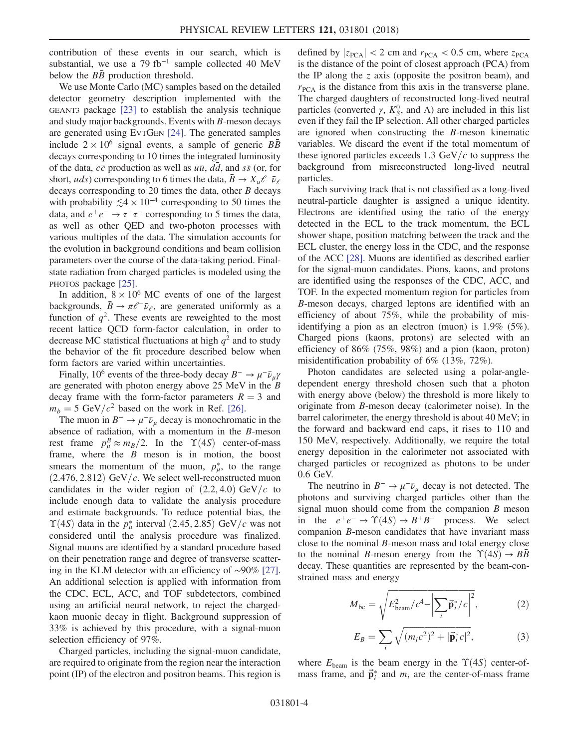contribution of these events in our search, which is substantial, we use a 79 $\mathrm{fb}^{-1}$ sample collected 40 MeV below the $B\bar{B}$ production threshold.

We use Monte Carlo (MC) samples based on the detailed detector geometry description implemented with the GEANT3 package [23] to establish the analysis technique and study major backgrounds. Events with $B$-meson decays are generated using EvtGen [24]. The generated samples include $2 \times 10^6$ signal events, a sample of generic $B\bar{B}$ decays corresponding to 10 times the integrated luminosity of the data, $c\bar{c}$ production as well as $u\bar{u}$, $d\bar{d}$, and $s\bar{s}$ (or, for short, $uds$) corresponding to 6 times the data, $\bar{B} \to X_u \ell^- \bar{\nu}_\ell$ decays corresponding to 20 times the data, other $B$ decays with probability $\lesssim 4 \times 10^{-4}$ corresponding to 50 times the data, and $e^+e^- \to \tau^+\tau^-$ corresponding to 5 times the data, as well as other QED and two-photon processes with various multiples of the data. The simulation accounts for the evolution in background conditions and beam collision parameters over the course of the data-taking period. Final-state radiation from charged particles is modeled using the PHOTOS package [25].

In addition, $8 \times 10^6$ MC events of one of the largest backgrounds, $\bar{B} \to \pi \ell^- \bar{\nu}_\ell$, are generated uniformly as a function of $q^2$. These events are reweighted to the most recent lattice QCD form-factor calculation, in order to decrease MC statistical fluctuations at high $q^2$ and to study the behavior of the fit procedure described below when form factors are varied within uncertainties.

Finally, $10^6$ events of the three-body decay $B^- \to \mu^- \bar{\nu}_\mu \gamma$ are generated with photon energy above 25 MeV in the $B$ decay frame with the form-factor parameters $R = 3$ and $m_b = 5\ \mathrm{GeV}/c^2$ based on the work in Ref. [26].

The muon in $B^- \to \mu^- \bar{\nu}_\mu$ decay is monochromatic in the absence of radiation, with a momentum in the $B$-meson rest frame $p_\mu^B \approx m_B/2$. In the $\Upsilon(4S)$ center-of-mass frame, where the $B$ meson is in motion, the boost smears the momentum of the muon, $p_\mu^*$, to the range $(2.476, 2.812)\ \mathrm{GeV}/c$. We select well-reconstructed muon candidates in the wider region of $(2.2, 4.0)\ \mathrm{GeV}/c$ to include enough data to validate the analysis procedure and estimate backgrounds. To reduce potential bias, the $\Upsilon(4S)$ data in the $p_\mu^*$ interval $(2.45, 2.85)\ \mathrm{GeV}/c$ was not considered until the analysis procedure was finalized. Signal muons are identified by a standard procedure based on their penetration range and degree of transverse scattering in the KLM detector with an efficiency of $\sim$90% [27]. An additional selection is applied with information from the CDC, ECL, ACC, and TOF subdetectors, combined using an artificial neural network, to reject the charged-kaon muonic decay in flight. Background suppression of 33% is achieved by this procedure, with a signal-muon selection efficiency of 97%.

Charged particles, including the signal-muon candidate, are required to originate from the region near the interaction point (IP) of the electron and positron beams. This region is defined by $|z_{\mathrm{PCA}}| < 2$ cm and $r_{\mathrm{PCA}} < 0.5$ cm, where $z_{\mathrm{PCA}}$ is the distance of the point of closest approach (PCA) from the IP along the $z$ axis (opposite the positron beam), and $r_{\mathrm{PCA}}$ is the distance from this axis in the transverse plane. The charged daughters of reconstructed long-lived neutral particles (converted $\gamma$, $K_S^0$, and $\Lambda$) are included in this list even if they fail the IP selection. All other charged particles are ignored when constructing the $B$-meson kinematic variables. We discard the event if the total momentum of these ignored particles exceeds 1.3 $\mathrm{GeV}/c$ to suppress the background from misreconstructed long-lived neutral particles.

Each surviving track that is not classified as a long-lived neutral-particle daughter is assigned a unique identity. Electrons are identified using the ratio of the energy detected in the ECL to the track momentum, the ECL shower shape, position matching between the track and the ECL cluster, the energy loss in the CDC, and the response of the ACC [28]. Muons are identified as described earlier for the signal-muon candidates. Pions, kaons, and protons are identified using the responses of the CDC, ACC, and TOF. In the expected momentum region for particles from $B$-meson decays, charged leptons are identified with an efficiency of about 75%, while the probability of misidentifying a pion as an electron (muon) is 1.9% (5%). Charged pions (kaons, protons) are selected with an efficiency of 86% (75%, 98%) and a pion (kaon, proton) misidentification probability of 6% (13%, 72%).

Photon candidates are selected using a polar-angle-dependent energy threshold chosen such that a photon with energy above (below) the threshold is more likely to originate from $B$-meson decay (calorimeter noise). In the barrel calorimeter, the energy threshold is about 40 MeV; in the forward and backward end caps, it rises to 110 and 150 MeV, respectively. Additionally, we require the total energy deposition in the calorimeter not associated with charged particles or recognized as photons to be under 0.6 GeV.

The neutrino in $B^- \to \mu^- \bar{\nu}_\mu$ decay is not detected. The photons and surviving charged particles other than the signal muon should come from the companion $B$ meson in the $e^+e^- \to \Upsilon(4S) \to B^+B^-$ process. We select companion $B$-meson candidates that have invariant mass close to the nominal $B$-meson mass and total energy close to the nominal $B$-meson energy from the $\Upsilon(4S) \to B\bar{B}$ decay. These quantities are represented by the beam-constrained mass and energy

$$M_{\mathrm{bc}} = \sqrt{E_{\mathrm{beam}}^2/c^4 - \left|\sum_i \vec{\mathbf{p}}_i^*/c\right|^2}, \tag{2}$$

$$E_B = \sum_i \sqrt{(m_i c^2)^2 + |\vec{\mathbf{p}}_i^* c|^2}, \tag{3}$$

where $E_{\mathrm{beam}}$ is the beam energy in the $\Upsilon(4S)$ center-of-mass frame, and $\vec{\mathbf{p}}_i^*$ and $m_i$ are the center-of-mass frame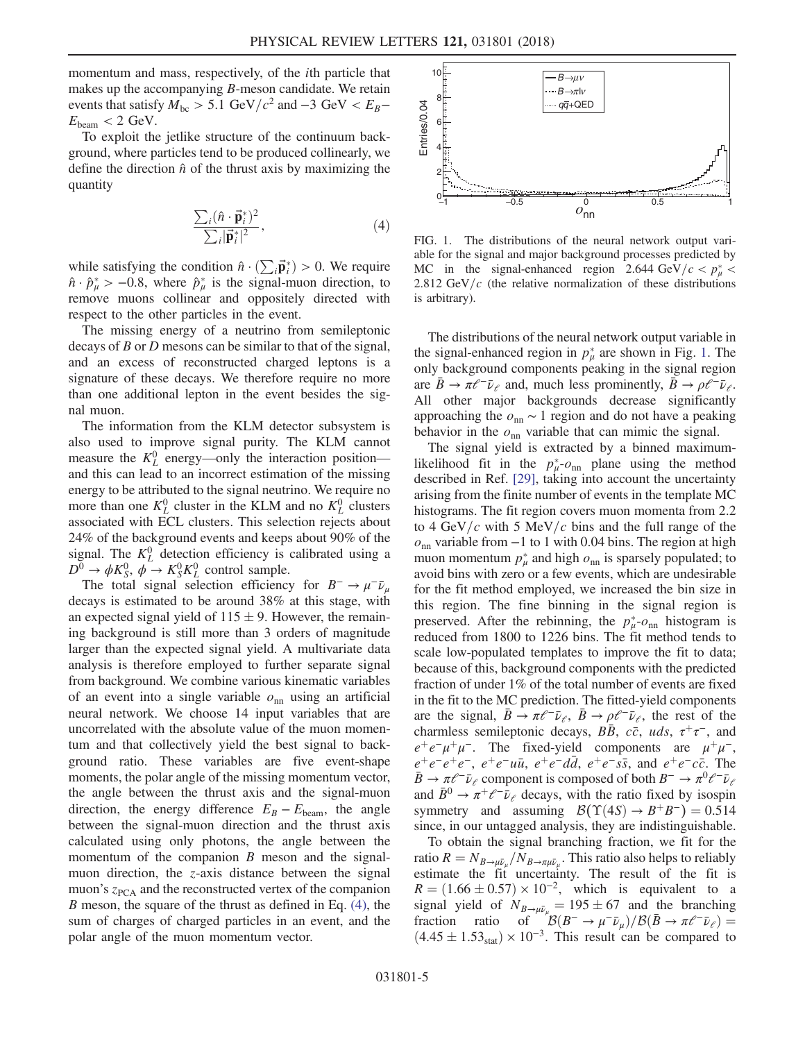momentum and mass, respectively, of the $i$th particle that makes up the accompanying $B$-meson candidate. We retain events that satisfy $M_{\rm bc} > 5.1\ \mathrm{GeV}/c^2$ and $-3\ \mathrm{GeV} < E_B - E_{\rm beam} < 2\ \mathrm{GeV}$.

To exploit the jetlike structure of the continuum background, where particles tend to be produced collinearly, we define the direction $\hat{n}$ of the thrust axis by maximizing the quantity

$$\frac{\sum_i (\hat{n}\cdot\vec{\mathbf{p}}_i^*)^2}{\sum_i |\vec{\mathbf{p}}_i^*|^2}, \tag{4}$$

while satisfying the condition $\hat{n}\cdot(\sum_i \vec{\mathbf{p}}_i^*) > 0$. We require $\hat{n}\cdot\hat{p}_\mu^* > -0.8$, where $\hat{p}_\mu^*$ is the signal-muon direction, to remove muons collinear and oppositely directed with respect to the other particles in the event.

The missing energy of a neutrino from semileptonic decays of $B$ or $D$ mesons can be similar to that of the signal, and an excess of reconstructed charged leptons is a signature of these decays. We therefore require no more than one additional lepton in the event besides the signal muon.

The information from the KLM detector subsystem is also used to improve signal purity. The KLM cannot measure the $K_L^0$ energy—only the interaction position—and this can lead to an incorrect estimation of the missing energy to be attributed to the signal neutrino. We require no more than one $K_L^0$ cluster in the KLM and no $K_L^0$ clusters associated with ECL clusters. This selection rejects about 24% of the background events and keeps about 90% of the signal. The $K_L^0$ detection efficiency is calibrated using a $D^0 \to \phi K_S^0$, $\phi \to K_S^0 K_L^0$ control sample.

The total signal selection efficiency for $B^- \to \mu^-\bar{\nu}_\mu$ decays is estimated to be around 38% at this stage, with an expected signal yield of $115 \pm 9$. However, the remaining background is still more than 3 orders of magnitude larger than the expected signal yield. A multivariate data analysis is therefore employed to further separate signal from background. We combine various kinematic variables of an event into a single variable $o_{\rm nn}$ using an artificial neural network. We choose 14 input variables that are uncorrelated with the absolute value of the muon momentum and that collectively yield the best signal to background ratio. These variables are five event-shape moments, the polar angle of the missing momentum vector, the angle between the thrust axis and the signal-muon direction, the energy difference $E_B - E_{\rm beam}$, the angle between the signal-muon direction and the thrust axis calculated using only photons, the angle between the momentum of the companion $B$ meson and the signal-muon direction, the $z$-axis distance between the signal muon's $z_{\rm PCA}$ and the reconstructed vertex of the companion $B$ meson, the square of the thrust as defined in Eq. (4), the sum of charges of charged particles in an event, and the polar angle of the muon momentum vector.

FIG. 1. The distributions of the neural network output variable for the signal and major background processes predicted by MC in the signal-enhanced region $2.644\ \mathrm{GeV}/c < p_\mu^* < 2.812\ \mathrm{GeV}/c$ (the relative normalization of these distributions is arbitrary).

The distributions of the neural network output variable in the signal-enhanced region in $p_\mu^*$ are shown in Fig. 1. The only background components peaking in the signal region are $\bar{B} \to \pi\ell^-\bar{\nu}_\ell$ and, much less prominently, $\bar{B} \to \rho\ell^-\bar{\nu}_\ell$. All other major backgrounds decrease significantly approaching the $o_{\rm nn} \sim 1$ region and do not have a peaking behavior in the $o_{\rm nn}$ variable that can mimic the signal.

The signal yield is extracted by a binned maximum-likelihood fit in the $p_\mu^*$-$o_{\rm nn}$ plane using the method described in Ref. [29], taking into account the uncertainty arising from the finite number of events in the template MC histograms. The fit region covers muon momenta from 2.2 to 4 GeV/$c$ with 5 MeV/$c$ bins and the full range of the $o_{\rm nn}$ variable from $-1$ to 1 with 0.04 bins. The region at high muon momentum $p_\mu^*$ and high $o_{\rm nn}$ is sparsely populated; to avoid bins with zero or a few events, which are undesirable for the fit method employed, we increased the bin size in this region. The fine binning in the signal region is preserved. After the rebinning, the $p_\mu^*$-$o_{\rm nn}$ histogram is reduced from 1800 to 1226 bins. The fit method tends to scale low-populated templates to improve the fit to data; because of this, background components with the predicted fraction of under 1% of the total number of events are fixed in the fit to the MC prediction. The fitted-yield components are the signal, $\bar{B} \to \pi\ell^-\bar{\nu}_\ell$, $\bar{B} \to \rho\ell^-\bar{\nu}_\ell$, the rest of the charmless semileptonic decays, $B\bar{B}$, $c\bar{c}$, $uds$, $\tau^+\tau^-$, and $e^+e^-\mu^+\mu^-$. The fixed-yield components are $\mu^+\mu^-$, $e^+e^-e^+e^-$, $e^+e^-u\bar{u}$, $e^+e^-d\bar{d}$, $e^+e^-s\bar{s}$, and $e^+e^-c\bar{c}$. The $\bar{B} \to \pi\ell^-\bar{\nu}_\ell$ component is composed of both $B^- \to \pi^0\ell^-\bar{\nu}_\ell$ and $\bar{B}^0 \to \pi^+\ell^-\bar{\nu}_\ell$ decays, with the ratio fixed by isospin symmetry and assuming $\mathcal{B}(\Upsilon(4S) \to B^+B^-) = 0.514$ since, in our untagged analysis, they are indistinguishable.

To obtain the signal branching fraction, we fit for the ratio $R = N_{B\to\mu\bar{\nu}_\mu}/N_{B\to\pi\mu\bar{\nu}_\mu}$. This ratio also helps to reliably estimate the fit uncertainty. The result of the fit is $R = (1.66 \pm 0.57) \times 10^{-2}$, which is equivalent to a signal yield of $N_{B\to\mu\bar{\nu}_\mu} = 195 \pm 67$ and the branching fraction ratio of $\mathcal{B}(B^- \to \mu^-\bar{\nu}_\mu)/\mathcal{B}(\bar{B} \to \pi\ell^-\bar{\nu}_\ell) = (4.45 \pm 1.53_{\rm stat}) \times 10^{-3}$. This result can be compared to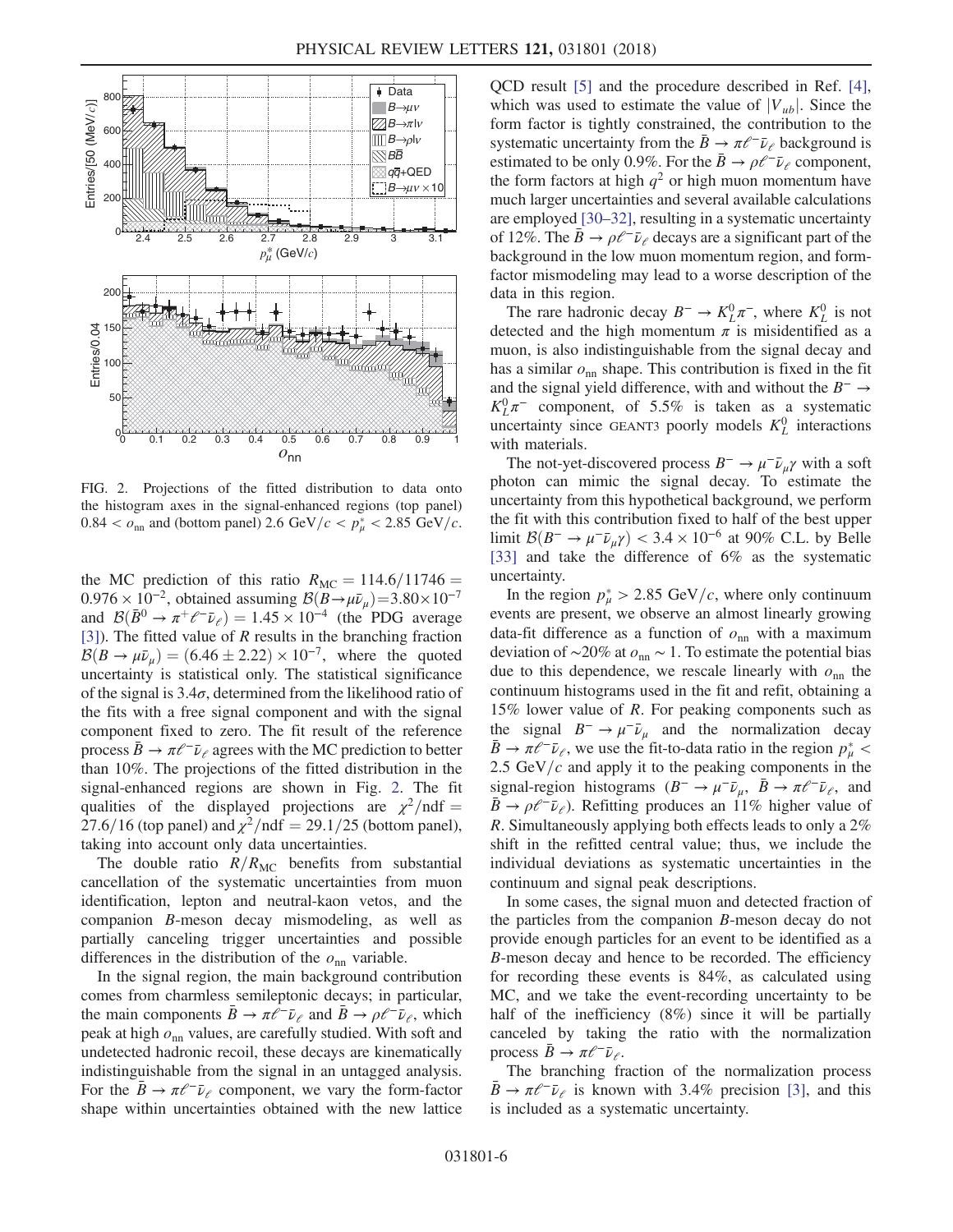FIG. 2. Projections of the fitted distribution to data onto the histogram axes in the signal-enhanced regions (top panel) $0.84 < o_{\rm nn}$ and (bottom panel) $2.6~{\rm GeV}/c < p^*_\mu < 2.85~{\rm GeV}/c$.

the MC prediction of this ratio $R_{\rm MC} = 114.6/11746 = 0.976 \times 10^{-2}$, obtained assuming $\mathcal{B}(B\to\mu\bar{\nu}_\mu) = 3.80\times10^{-7}$ and $\mathcal{B}(\bar{B}^0 \to \pi^+\ell^-\bar{\nu}_\ell) = 1.45 \times 10^{-4}$ (the PDG average [3]). The fitted value of $R$ results in the branching fraction $\mathcal{B}(B \to \mu\bar{\nu}_\mu) = (6.46 \pm 2.22) \times 10^{-7}$, where the quoted uncertainty is statistical only. The statistical significance of the signal is $3.4\sigma$, determined from the likelihood ratio of the fits with a free signal component and with the signal component fixed to zero. The fit result of the reference process $\bar{B} \to \pi\ell^-\bar{\nu}_\ell$ agrees with the MC prediction to better than 10%. The projections of the fitted distribution in the signal-enhanced regions are shown in Fig. 2. The fit qualities of the displayed projections are $\chi^2/{\rm ndf} = 27.6/16$ (top panel) and $\chi^2/{\rm ndf} = 29.1/25$ (bottom panel), taking into account only data uncertainties.

The double ratio $R/R_{\rm MC}$ benefits from substantial cancellation of the systematic uncertainties from muon identification, lepton and neutral-kaon vetos, and the companion $B$-meson decay mismodeling, as well as partially canceling trigger uncertainties and possible differences in the distribution of the $o_{\rm nn}$ variable.

In the signal region, the main background contribution comes from charmless semileptonic decays; in particular, the main components $\bar{B} \to \pi\ell^-\bar{\nu}_\ell$ and $\bar{B} \to \rho\ell^-\bar{\nu}_\ell$, which peak at high $o_{\rm nn}$ values, are carefully studied. With soft and undetected hadronic recoil, these decays are kinematically indistinguishable from the signal in an untagged analysis. For the $\bar{B} \to \pi\ell^-\bar{\nu}_\ell$ component, we vary the form-factor shape within uncertainties obtained with the new lattice QCD result [5] and the procedure described in Ref. [4], which was used to estimate the value of $|V_{ub}|$. Since the form factor is tightly constrained, the contribution to the systematic uncertainty from the $\bar{B} \to \pi\ell^-\bar{\nu}_\ell$ background is estimated to be only 0.9%. For the $\bar{B} \to \rho\ell^-\bar{\nu}_\ell$ component, the form factors at high $q^2$ or high muon momentum have much larger uncertainties and several available calculations are employed [30–32], resulting in a systematic uncertainty of 12%. The $\bar{B} \to \rho\ell^-\bar{\nu}_\ell$ decays are a significant part of the background in the low muon momentum region, and form-factor mismodeling may lead to a worse description of the data in this region.

The rare hadronic decay $B^- \to K^0_L\pi^-$, where $K^0_L$ is not detected and the high momentum $\pi$ is misidentified as a muon, is also indistinguishable from the signal decay and has a similar $o_{\rm nn}$ shape. This contribution is fixed in the fit and the signal yield difference, with and without the $B^- \to K^0_L\pi^-$ component, of 5.5% is taken as a systematic uncertainty since GEANT3 poorly models $K^0_L$ interactions with materials.

The not-yet-discovered process $B^- \to \mu^-\bar{\nu}_\mu\gamma$ with a soft photon can mimic the signal decay. To estimate the uncertainty from this hypothetical background, we perform the fit with this contribution fixed to half of the best upper limit $\mathcal{B}(B^- \to \mu^-\bar{\nu}_\mu\gamma) < 3.4 \times 10^{-6}$ at 90% C.L. by Belle [33] and take the difference of 6% as the systematic uncertainty.

In the region $p^*_\mu > 2.85~{\rm GeV}/c$, where only continuum events are present, we observe an almost linearly growing data-fit difference as a function of $o_{\rm nn}$ with a maximum deviation of ~20% at $o_{\rm nn} \sim 1$. To estimate the potential bias due to this dependence, we rescale linearly with $o_{\rm nn}$ the continuum histograms used in the fit and refit, obtaining a 15% lower value of $R$. For peaking components such as the signal $B^- \to \mu^-\bar{\nu}_\mu$ and the normalization decay $\bar{B} \to \pi\ell^-\bar{\nu}_\ell$, we use the fit-to-data ratio in the region $p^*_\mu < 2.5~{\rm GeV}/c$ and apply it to the peaking components in the signal-region histograms ($B^- \to \mu^-\bar{\nu}_\mu$, $\bar{B} \to \pi\ell^-\bar{\nu}_\ell$, and $\bar{B} \to \rho\ell^-\bar{\nu}_\ell$). Refitting produces an 11% higher value of $R$. Simultaneously applying both effects leads to only a 2% shift in the refitted central value; thus, we include the individual deviations as systematic uncertainties in the continuum and signal peak descriptions.

In some cases, the signal muon and detected fraction of the particles from the companion $B$-meson decay do not provide enough particles for an event to be identified as a $B$-meson decay and hence to be recorded. The efficiency for recording these events is 84%, as calculated using MC, and we take the event-recording uncertainty to be half of the inefficiency (8%) since it will be partially canceled by taking the ratio with the normalization process $\bar{B} \to \pi\ell^-\bar{\nu}_\ell$.

The branching fraction of the normalization process $\bar{B} \to \pi\ell^-\bar{\nu}_\ell$ is known with 3.4% precision [3], and this is included as a systematic uncertainty.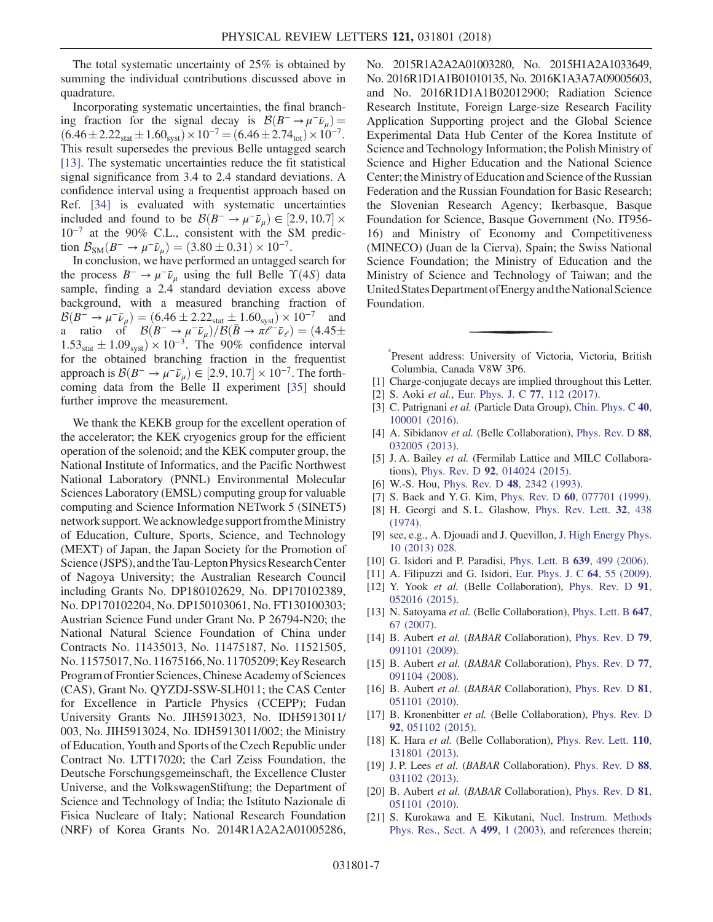The total systematic uncertainty of 25% is obtained by summing the individual contributions discussed above in quadrature.

Incorporating systematic uncertainties, the final branching fraction for the signal decay is $\mathcal{B}(B^- \to \mu^- \bar{\nu}_\mu) = (6.46 \pm 2.22_{\rm stat} \pm 1.60_{\rm syst}) \times 10^{-7} = (6.46 \pm 2.74_{\rm tot}) \times 10^{-7}$. This result supersedes the previous Belle untagged search [13]. The systematic uncertainties reduce the fit statistical signal significance from 3.4 to 2.4 standard deviations. A confidence interval using a frequentist approach based on Ref. [34] is evaluated with systematic uncertainties included and found to be $\mathcal{B}(B^- \to \mu^- \bar{\nu}_\mu) \in [2.9, 10.7] \times 10^{-7}$ at the 90% C.L., consistent with the SM prediction $\mathcal{B}_{\rm SM}(B^- \to \mu^- \bar{\nu}_\mu) = (3.80 \pm 0.31) \times 10^{-7}$.

In conclusion, we have performed an untagged search for the process $B^- \to \mu^- \bar{\nu}_\mu$ using the full Belle $\Upsilon(4S)$ data sample, finding a 2.4 standard deviation excess above background, with a measured branching fraction of $\mathcal{B}(B^- \to \mu^- \bar{\nu}_\mu) = (6.46 \pm 2.22_{\rm stat} \pm 1.60_{\rm syst}) \times 10^{-7}$ and a ratio of $\mathcal{B}(B^- \to \mu^- \bar{\nu}_\mu)/\mathcal{B}(\bar{B} \to \pi \ell^- \bar{\nu}_\ell) = (4.45 \pm 1.53_{\rm stat} \pm 1.09_{\rm syst}) \times 10^{-3}$. The 90% confidence interval for the obtained branching fraction in the frequentist approach is $\mathcal{B}(B^- \to \mu^- \bar{\nu}_\mu) \in [2.9, 10.7] \times 10^{-7}$. The forthcoming data from the Belle II experiment [35] should further improve the measurement.

We thank the KEKB group for the excellent operation of the accelerator; the KEK cryogenics group for the efficient operation of the solenoid; and the KEK computer group, the National Institute of Informatics, and the Pacific Northwest National Laboratory (PNNL) Environmental Molecular Sciences Laboratory (EMSL) computing group for valuable computing and Science Information NETwork 5 (SINET5) network support. We acknowledge support from the Ministry of Education, Culture, Sports, Science, and Technology (MEXT) of Japan, the Japan Society for the Promotion of Science (JSPS), and the Tau-Lepton Physics Research Center of Nagoya University; the Australian Research Council including Grants No. DP180102629, No. DP170102389, No. DP170102204, No. DP150103061, No. FT130100303; Austrian Science Fund under Grant No. P 26794-N20; the National Natural Science Foundation of China under Contracts No. 11435013, No. 11475187, No. 11521505, No. 11575017, No. 11675166, No. 11705209; Key Research Program of Frontier Sciences, Chinese Academy of Sciences (CAS), Grant No. QYZDJ-SSW-SLH011; the CAS Center for Excellence in Particle Physics (CCEPP); Fudan University Grants No. JIH5913023, No. IDH5913011/003, No. JIH5913024, No. IDH5913011/002; the Ministry of Education, Youth and Sports of the Czech Republic under Contract No. LTT17020; the Carl Zeiss Foundation, the Deutsche Forschungsgemeinschaft, the Excellence Cluster Universe, and the VolkswagenStiftung; the Department of Science and Technology of India; the Istituto Nazionale di Fisica Nucleare of Italy; National Research Foundation (NRF) of Korea Grants No. 2014R1A2A2A01005286, No. 2015R1A2A2A01003280, No. 2015H1A2A1033649, No. 2016R1D1A1B01010135, No. 2016K1A3A7A09005603, and No. 2016R1D1A1B02012900; Radiation Science Research Institute, Foreign Large-size Research Facility Application Supporting project and the Global Science Experimental Data Hub Center of the Korea Institute of Science and Technology Information; the Polish Ministry of Science and Higher Education and the National Science Center; the Ministry of Education and Science of the Russian Federation and the Russian Foundation for Basic Research; the Slovenian Research Agency; Ikerbasque, Basque Foundation for Science, Basque Government (No. IT956-16) and Ministry of Economy and Competitiveness (MINECO) (Juan de la Cierva), Spain; the Swiss National Science Foundation; the Ministry of Education and the Ministry of Science and Technology of Taiwan; and the United States Department of Energy and the National Science Foundation.

---

*Present address: University of Victoria, Victoria, British Columbia, Canada V8W 3P6.

[1] Charge-conjugate decays are implied throughout this Letter.
[2] S. Aoki *et al.*, Eur. Phys. J. C **77**, 112 (2017).
[3] C. Patrignani *et al.* (Particle Data Group), Chin. Phys. C **40**, 100001 (2016).
[4] A. Sibidanov *et al.* (Belle Collaboration), Phys. Rev. D **88**, 032005 (2013).
[5] J. A. Bailey *et al.* (Fermilab Lattice and MILC Collaborations), Phys. Rev. D **92**, 014024 (2015).
[6] W.-S. Hou, Phys. Rev. D **48**, 2342 (1993).
[7] S. Baek and Y. G. Kim, Phys. Rev. D **60**, 077701 (1999).
[8] H. Georgi and S. L. Glashow, Phys. Rev. Lett. **32**, 438 (1974).
[9] see, e.g., A. Djouadi and J. Quevillon, J. High Energy Phys. 10 (2013) 028.
[10] G. Isidori and P. Paradisi, Phys. Lett. B **639**, 499 (2006).
[11] A. Filipuzzi and G. Isidori, Eur. Phys. J. C **64**, 55 (2009).
[12] Y. Yook *et al.* (Belle Collaboration), Phys. Rev. D **91**, 052016 (2015).
[13] N. Satoyama *et al.* (Belle Collaboration), Phys. Lett. B **647**, 67 (2007).
[14] B. Aubert *et al.* (*BABAR* Collaboration), Phys. Rev. D **79**, 091101 (2009).
[15] B. Aubert *et al.* (*BABAR* Collaboration), Phys. Rev. D **77**, 091104 (2008).
[16] B. Aubert *et al.* (*BABAR* Collaboration), Phys. Rev. D **81**, 051101 (2010).
[17] B. Kronenbitter *et al.* (Belle Collaboration), Phys. Rev. D **92**, 051102 (2015).
[18] K. Hara *et al.* (Belle Collaboration), Phys. Rev. Lett. **110**, 131801 (2013).
[19] J. P. Lees *et al.* (*BABAR* Collaboration), Phys. Rev. D **88**, 031102 (2013).
[20] B. Aubert *et al.* (*BABAR* Collaboration), Phys. Rev. D **81**, 051101 (2010).
[21] S. Kurokawa and E. Kikutani, Nucl. Instrum. Methods Phys. Res., Sect. A **499**, 1 (2003), and references therein;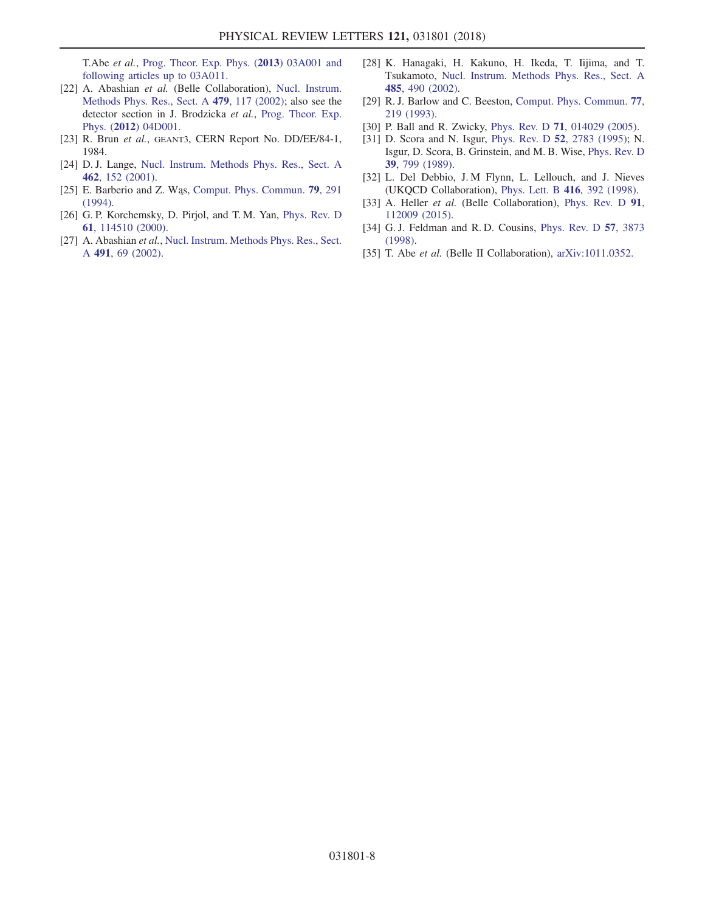T.Abe *et al.*, Prog. Theor. Exp. Phys. (**2013**) 03A001 and following articles up to 03A011.

[22] A. Abashian *et al.* (Belle Collaboration), Nucl. Instrum. Methods Phys. Res., Sect. A **479**, 117 (2002); also see the detector section in J. Brodzicka *et al.*, Prog. Theor. Exp. Phys. (**2012**) 04D001.

[23] R. Brun *et al.*, GEANT3, CERN Report No. DD/EE/84-1, 1984.

[24] D. J. Lange, Nucl. Instrum. Methods Phys. Res., Sect. A **462**, 152 (2001).

[25] E. Barberio and Z. Wąs, Comput. Phys. Commun. **79**, 291 (1994).

[26] G. P. Korchemsky, D. Pirjol, and T. M. Yan, Phys. Rev. D **61**, 114510 (2000).

[27] A. Abashian *et al.*, Nucl. Instrum. Methods Phys. Res., Sect. A **491**, 69 (2002).

[28] K. Hanagaki, H. Kakuno, H. Ikeda, T. Iijima, and T. Tsukamoto, Nucl. Instrum. Methods Phys. Res., Sect. A **485**, 490 (2002).

[29] R. J. Barlow and C. Beeston, Comput. Phys. Commun. **77**, 219 (1993).

[30] P. Ball and R. Zwicky, Phys. Rev. D **71**, 014029 (2005).

[31] D. Scora and N. Isgur, Phys. Rev. D **52**, 2783 (1995); N. Isgur, D. Scora, B. Grinstein, and M. B. Wise, Phys. Rev. D **39**, 799 (1989).

[32] L. Del Debbio, J. M Flynn, L. Lellouch, and J. Nieves (UKQCD Collaboration), Phys. Lett. B **416**, 392 (1998).

[33] A. Heller *et al.* (Belle Collaboration), Phys. Rev. D **91**, 112009 (2015).

[34] G. J. Feldman and R. D. Cousins, Phys. Rev. D **57**, 3873 (1998).

[35] T. Abe *et al.* (Belle II Collaboration), arXiv:1011.0352.